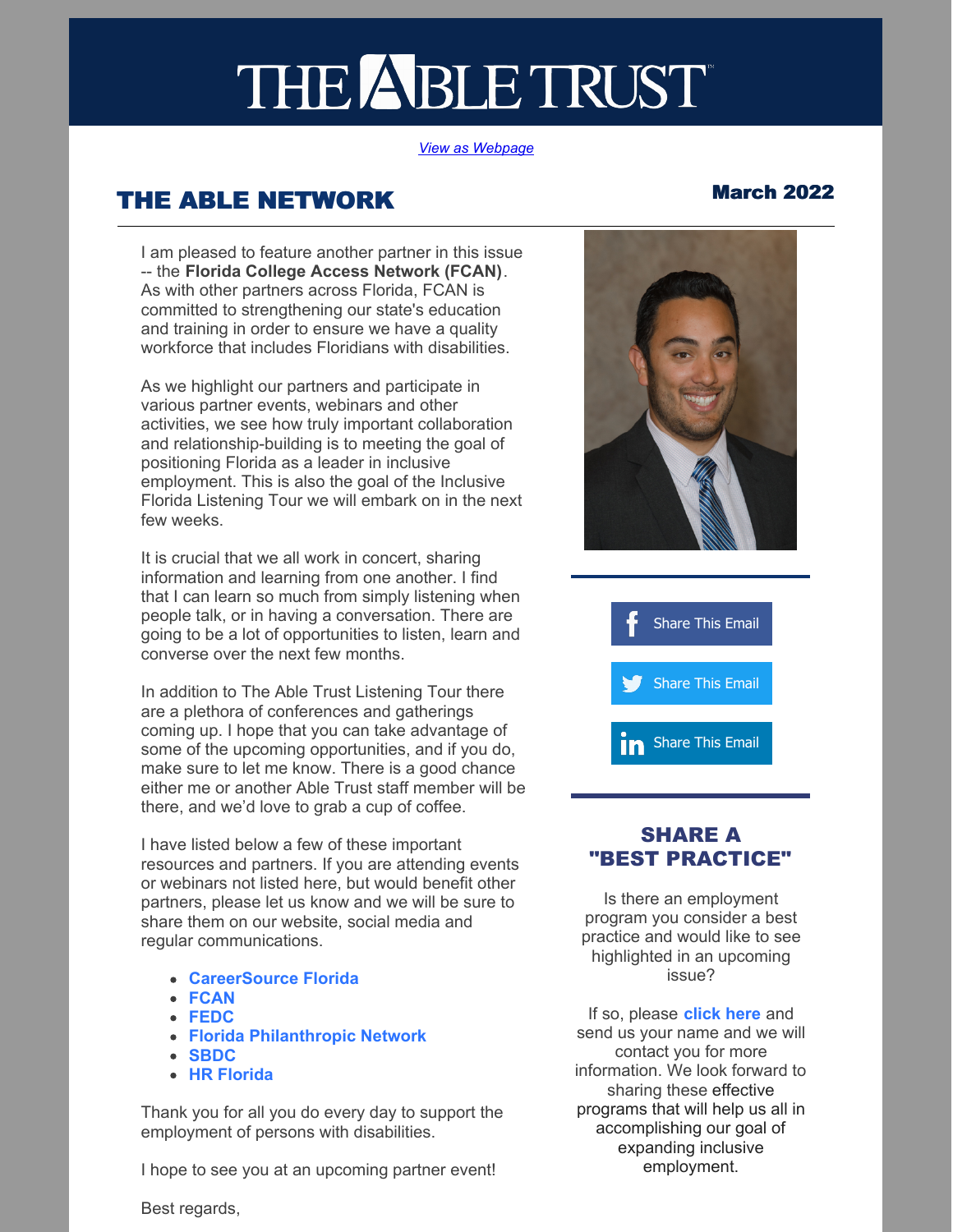# THE ABLE TRUST

*View as Webpage*

## THE ABLE NETWORK

**March 2022**

I am pleased to feature another partner in this issue -- the **Florida College Access Network (FCAN)**. As with other partners across Florida, FCAN is committed to strengthening our state's education and training in order to ensure we have a quality workforce that includes Floridians with disabilities.

As we highlight our partners and participate in various partner events, webinars and other activities, we see how truly important collaboration and relationship-building is to meeting the goal of positioning Florida as a leader in inclusive employment. This is also the goal of the Inclusive Florida Listening Tour we will embark on in the next few weeks.

It is crucial that we all work in concert, sharing information and learning from one another. I find that I can learn so much from simply listening when people talk, or in having a conversation. There are going to be a lot of opportunities to listen, learn and converse over the next few months.

In addition to The Able Trust Listening Tour there are a plethora of conferences and gatherings coming up. I hope that you can take advantage of some of the upcoming opportunities, and if you do, make sure to let me know. There is a good chance either me or another Able Trust staff member will be there, and we'd love to grab a cup of coffee.

I have listed below a few of these important resources and partners. If you are attending events or webinars not listed here, but would benefit other partners, please let us know and we will be sure to share them on our website, social media and regular communications.

- **CareerSource Florida**
- **FCAN**
- **FEDC**
- **Florida Philanthropic Network**
- **SBDC**
- **HR Florida**

Thank you for all you do every day to support the employment of persons with disabilities.

I hope to see you at an upcoming partner event!

Best regards,

Share This Email

Share This Email

Share This Email

### SHARE A "BEST PRACTICE"

Is there an employment program you consider a best practice and would like to see highlighted in an upcoming issue?

If so, please **click here** and send us your name and we will contact you for more information. We look forward to sharing these effective programs that will help us all in accomplishing our goal of expanding inclusive employment.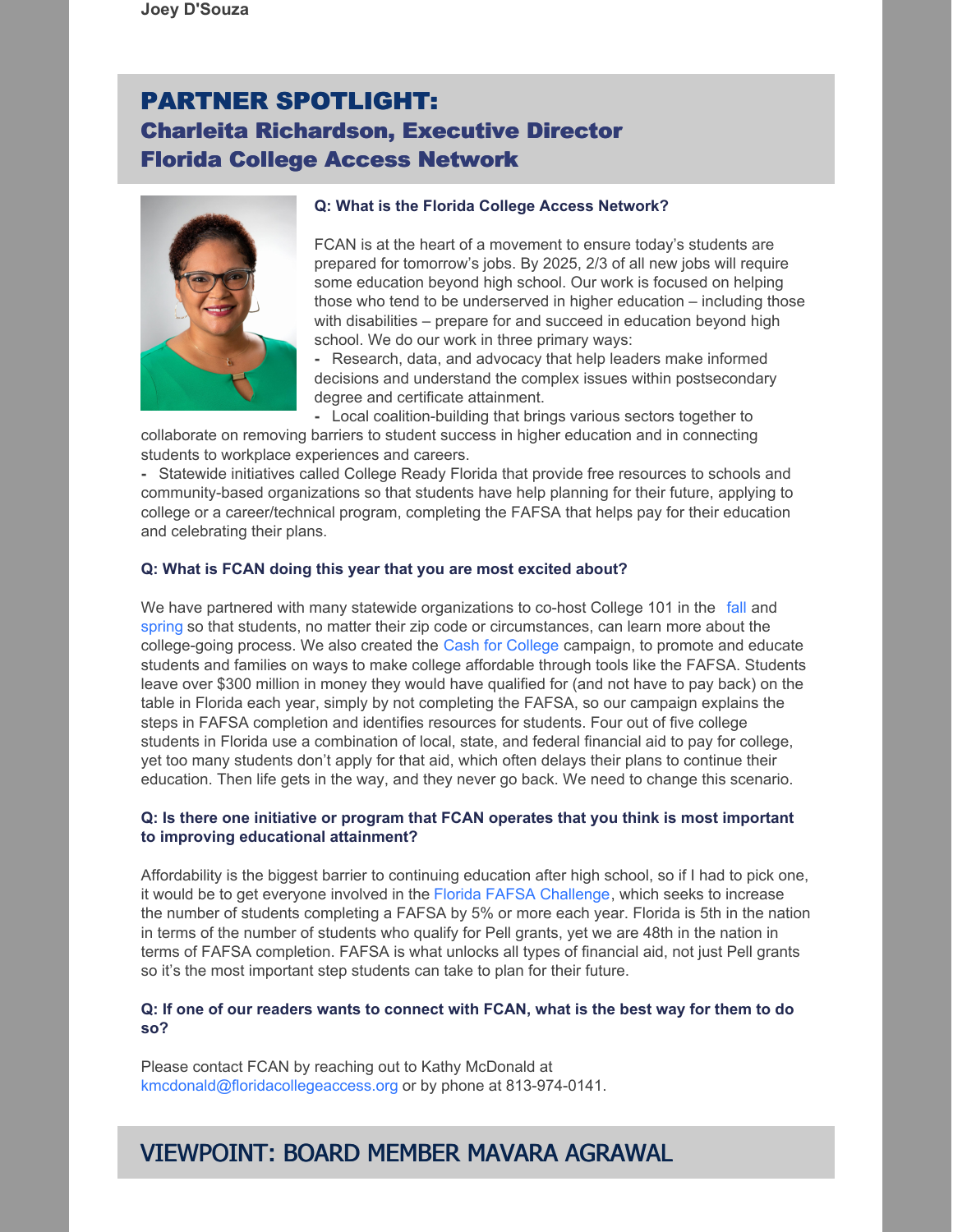Joey D'Souza

## PARTNER SPOTLIGHT:
## Charleita Richardson, Executive Director
## Florida College Access Network

**Q: What is the Florida College Access Network?**

FCAN is at the heart of a movement to ensure today's students are prepared for tomorrow's jobs. By 2025, 2/3 of all new jobs will require some education beyond high school. Our work is focused on helping those who tend to be underserved in higher education – including those with disabilities – prepare for and succeed in education beyond high school. We do our work in three primary ways:

- Research, data, and advocacy that help leaders make informed decisions and understand the complex issues within postsecondary degree and certificate attainment.
- Local coalition-building that brings various sectors together to collaborate on removing barriers to student success in higher education and in connecting students to workplace experiences and careers.
- Statewide initiatives called College Ready Florida that provide free resources to schools and community-based organizations so that students have help planning for their future, applying to college or a career/technical program, completing the FAFSA that helps pay for their education and celebrating their plans.

**Q: What is FCAN doing this year that you are most excited about?**

We have partnered with many statewide organizations to co-host College 101 in the fall and spring so that students, no matter their zip code or circumstances, can learn more about the college-going process. We also created the Cash for College campaign, to promote and educate students and families on ways to make college affordable through tools like the FAFSA. Students leave over $300 million in money they would have qualified for (and not have to pay back) on the table in Florida each year, simply by not completing the FAFSA, so our campaign explains the steps in FAFSA completion and identifies resources for students. Four out of five college students in Florida use a combination of local, state, and federal financial aid to pay for college, yet too many students don't apply for that aid, which often delays their plans to continue their education. Then life gets in the way, and they never go back. We need to change this scenario.

**Q: Is there one initiative or program that FCAN operates that you think is most important to improving educational attainment?**

Affordability is the biggest barrier to continuing education after high school, so if I had to pick one, it would be to get everyone involved in the Florida FAFSA Challenge, which seeks to increase the number of students completing a FAFSA by 5% or more each year. Florida is 5th in the nation in terms of the number of students who qualify for Pell grants, yet we are 48th in the nation in terms of FAFSA completion. FAFSA is what unlocks all types of financial aid, not just Pell grants so it's the most important step students can take to plan for their future.

**Q: If one of our readers wants to connect with FCAN, what is the best way for them to do so?**

Please contact FCAN by reaching out to Kathy McDonald at kmcdonald@floridacollegeaccess.org or by phone at 813-974-0141.

## VIEWPOINT: BOARD MEMBER MAVARA AGRAWAL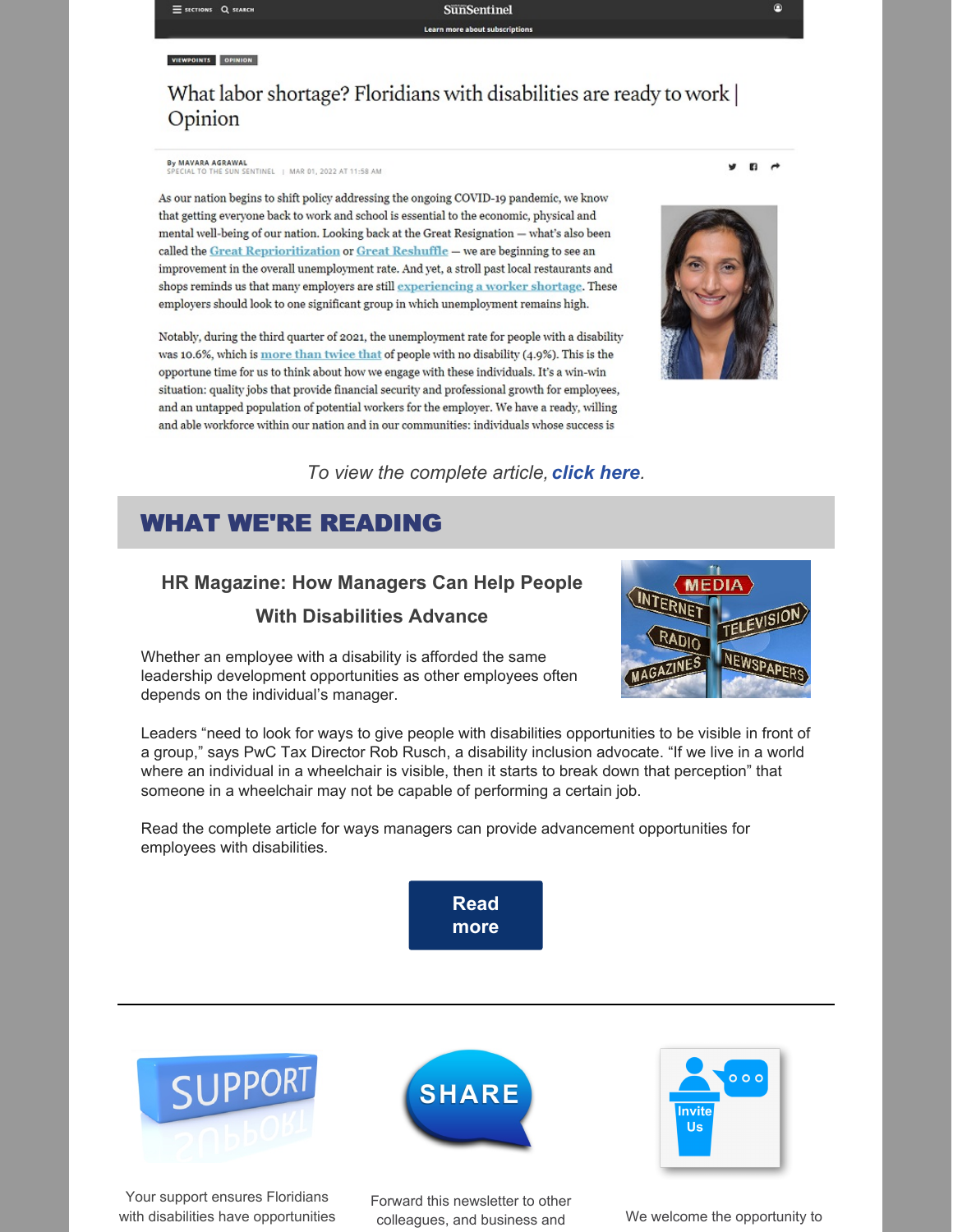VIEWPOINTS OPINION

# What labor shortage? Floridians with disabilities are ready to work | Opinion

By MAVARA AGRAWAL
SPECIAL TO THE SUN SENTINEL | MAR 01, 2022 AT 11:58 AM

As our nation begins to shift policy addressing the ongoing COVID-19 pandemic, we know that getting everyone back to work and school is essential to the economic, physical and mental well-being of our nation. Looking back at the Great Resignation — what's also been called the Great Reprioritization or Great Reshuffle — we are beginning to see an improvement in the overall unemployment rate. And yet, a stroll past local restaurants and shops reminds us that many employers are still experiencing a worker shortage. These employers should look to one significant group in which unemployment remains high.

Notably, during the third quarter of 2021, the unemployment rate for people with a disability was 10.6%, which is more than twice that of people with no disability (4.9%). This is the opportune time for us to think about how we engage with these individuals. It's a win-win situation: quality jobs that provide financial security and professional growth for employees, and an untapped population of potential workers for the employer. We have a ready, willing and able workforce within our nation and in our communities: individuals whose success is

*To view the complete article, **click here**.*

## WHAT WE'RE READING

### HR Magazine: How Managers Can Help People With Disabilities Advance

Whether an employee with a disability is afforded the same leadership development opportunities as other employees often depends on the individual's manager.

Leaders "need to look for ways to give people with disabilities opportunities to be visible in front of a group," says PwC Tax Director Rob Rusch, a disability inclusion advocate. "If we live in a world where an individual in a wheelchair is visible, then it starts to break down that perception" that someone in a wheelchair may not be capable of performing a certain job.

Read the complete article for ways managers can provide advancement opportunities for employees with disabilities.

**Read more**

---

Your support ensures Floridians with disabilities have opportunities

Forward this newsletter to other colleagues, and business and

We welcome the opportunity to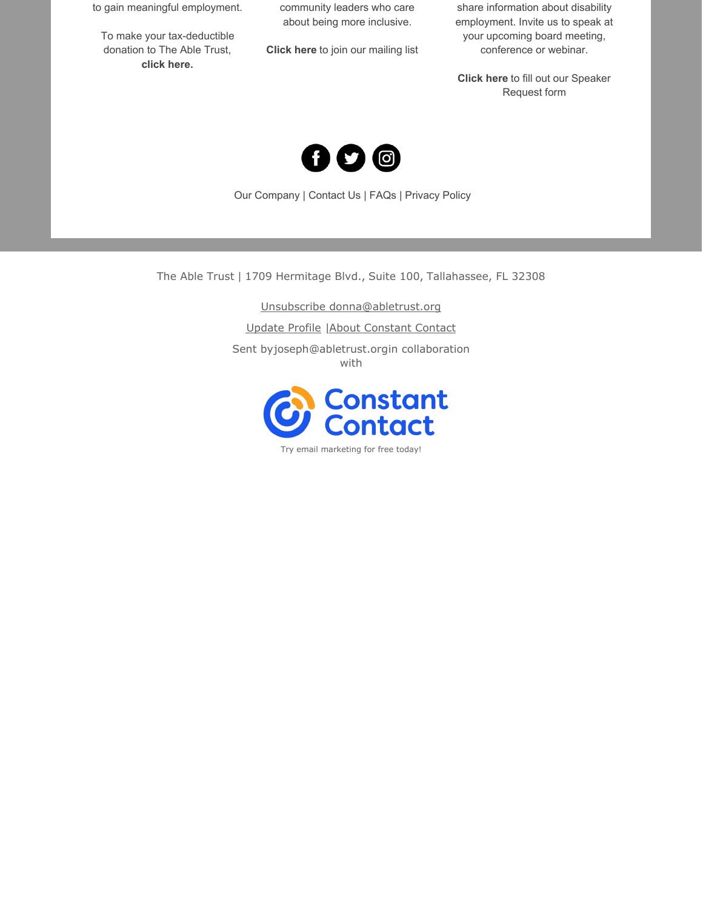to gain meaningful employment.

To make your tax-deductible donation to The Able Trust, **click here.**

community leaders who care about being more inclusive.

**Click here** to join our mailing list

share information about disability employment. Invite us to speak at your upcoming board meeting, conference or webinar.

**Click here** to fill out our Speaker Request form

Our Company | Contact Us | FAQs | Privacy Policy

The Able Trust | 1709 Hermitage Blvd., Suite 100, Tallahassee, FL 32308

Unsubscribe donna@abletrust.org

Update Profile |About Constant Contact

Sent byjoseph@abletrust.orgin collaboration with

Constant Contact

Try email marketing for free today!